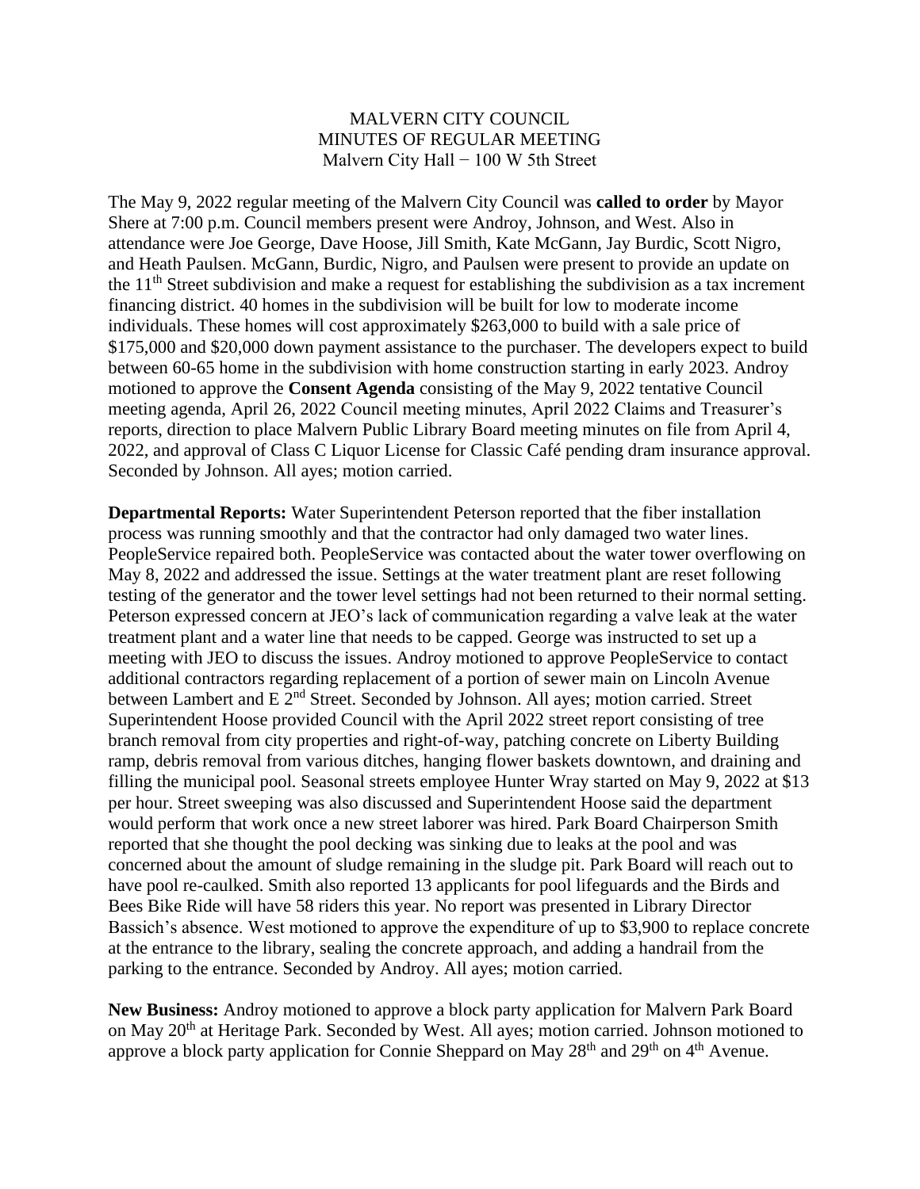MALVERN CITY COUNCIL
MINUTES OF REGULAR MEETING
Malvern City Hall − 100 W 5th Street

The May 9, 2022 regular meeting of the Malvern City Council was **called to order** by Mayor Shere at 7:00 p.m. Council members present were Androy, Johnson, and West. Also in attendance were Joe George, Dave Hoose, Jill Smith, Kate McGann, Jay Burdic, Scott Nigro, and Heath Paulsen. McGann, Burdic, Nigro, and Paulsen were present to provide an update on the 11th Street subdivision and make a request for establishing the subdivision as a tax increment financing district. 40 homes in the subdivision will be built for low to moderate income individuals. These homes will cost approximately $263,000 to build with a sale price of $175,000 and $20,000 down payment assistance to the purchaser. The developers expect to build between 60-65 home in the subdivision with home construction starting in early 2023. Androy motioned to approve the **Consent Agenda** consisting of the May 9, 2022 tentative Council meeting agenda, April 26, 2022 Council meeting minutes, April 2022 Claims and Treasurer's reports, direction to place Malvern Public Library Board meeting minutes on file from April 4, 2022, and approval of Class C Liquor License for Classic Café pending dram insurance approval. Seconded by Johnson. All ayes; motion carried.

**Departmental Reports:** Water Superintendent Peterson reported that the fiber installation process was running smoothly and that the contractor had only damaged two water lines. PeopleService repaired both. PeopleService was contacted about the water tower overflowing on May 8, 2022 and addressed the issue. Settings at the water treatment plant are reset following testing of the generator and the tower level settings had not been returned to their normal setting. Peterson expressed concern at JEO's lack of communication regarding a valve leak at the water treatment plant and a water line that needs to be capped. George was instructed to set up a meeting with JEO to discuss the issues. Androy motioned to approve PeopleService to contact additional contractors regarding replacement of a portion of sewer main on Lincoln Avenue between Lambert and E 2nd Street. Seconded by Johnson. All ayes; motion carried. Street Superintendent Hoose provided Council with the April 2022 street report consisting of tree branch removal from city properties and right-of-way, patching concrete on Liberty Building ramp, debris removal from various ditches, hanging flower baskets downtown, and draining and filling the municipal pool. Seasonal streets employee Hunter Wray started on May 9, 2022 at $13 per hour. Street sweeping was also discussed and Superintendent Hoose said the department would perform that work once a new street laborer was hired. Park Board Chairperson Smith reported that she thought the pool decking was sinking due to leaks at the pool and was concerned about the amount of sludge remaining in the sludge pit. Park Board will reach out to have pool re-caulked. Smith also reported 13 applicants for pool lifeguards and the Birds and Bees Bike Ride will have 58 riders this year. No report was presented in Library Director Bassich's absence. West motioned to approve the expenditure of up to $3,900 to replace concrete at the entrance to the library, sealing the concrete approach, and adding a handrail from the parking to the entrance. Seconded by Androy. All ayes; motion carried.

**New Business:** Androy motioned to approve a block party application for Malvern Park Board on May 20th at Heritage Park. Seconded by West. All ayes; motion carried. Johnson motioned to approve a block party application for Connie Sheppard on May 28th and 29th on 4th Avenue.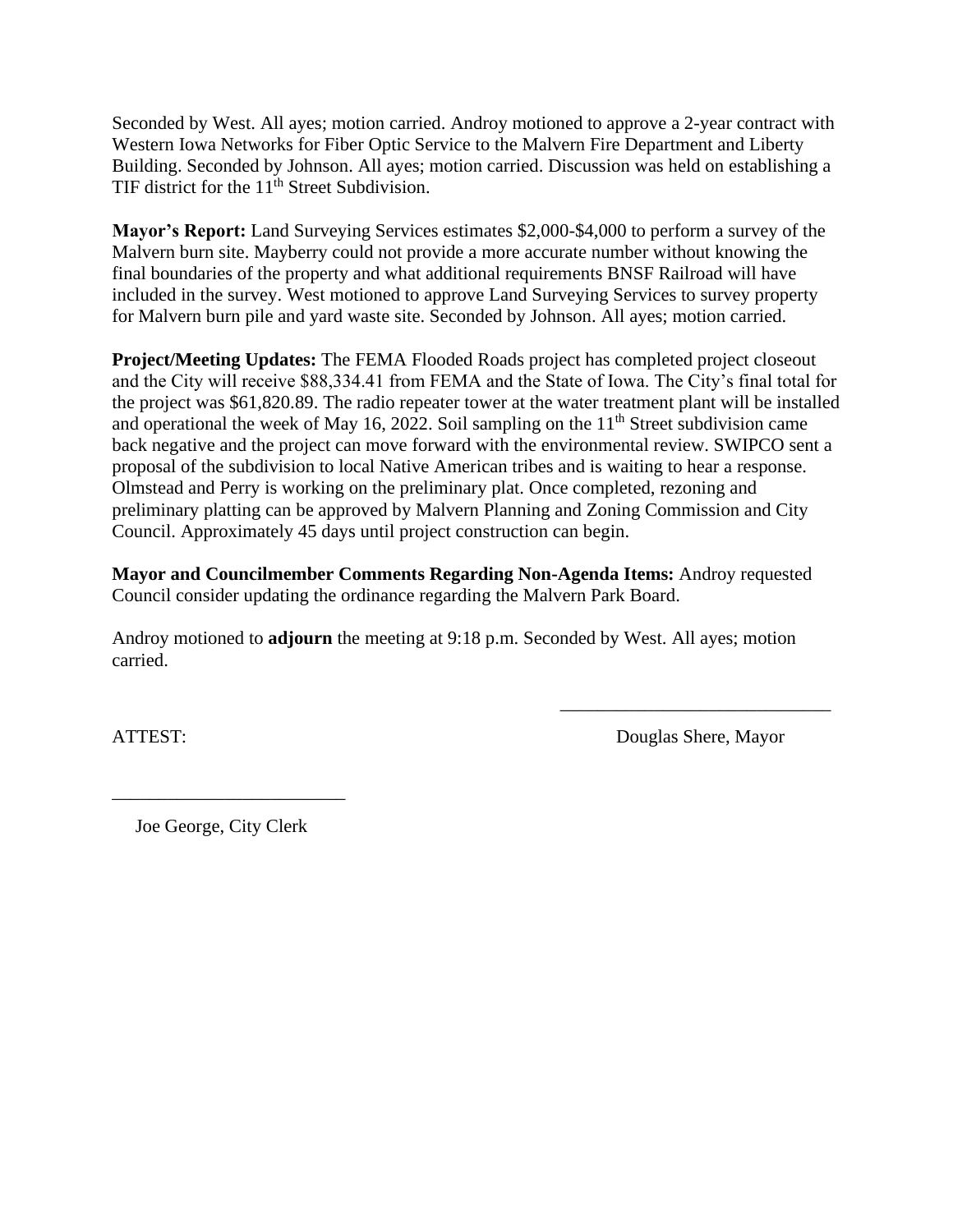Seconded by West. All ayes; motion carried. Androy motioned to approve a 2-year contract with Western Iowa Networks for Fiber Optic Service to the Malvern Fire Department and Liberty Building. Seconded by Johnson. All ayes; motion carried. Discussion was held on establishing a TIF district for the 11th Street Subdivision.

**Mayor's Report:** Land Surveying Services estimates $2,000-$4,000 to perform a survey of the Malvern burn site. Mayberry could not provide a more accurate number without knowing the final boundaries of the property and what additional requirements BNSF Railroad will have included in the survey. West motioned to approve Land Surveying Services to survey property for Malvern burn pile and yard waste site. Seconded by Johnson. All ayes; motion carried.

**Project/Meeting Updates:** The FEMA Flooded Roads project has completed project closeout and the City will receive $88,334.41 from FEMA and the State of Iowa. The City's final total for the project was $61,820.89. The radio repeater tower at the water treatment plant will be installed and operational the week of May 16, 2022. Soil sampling on the 11th Street subdivision came back negative and the project can move forward with the environmental review. SWIPCO sent a proposal of the subdivision to local Native American tribes and is waiting to hear a response. Olmstead and Perry is working on the preliminary plat. Once completed, rezoning and preliminary platting can be approved by Malvern Planning and Zoning Commission and City Council. Approximately 45 days until project construction can begin.

**Mayor and Councilmember Comments Regarding Non-Agenda Items:** Androy requested Council consider updating the ordinance regarding the Malvern Park Board.

Androy motioned to **adjourn** the meeting at 9:18 p.m. Seconded by West. All ayes; motion carried.

_____________________________

ATTEST: Douglas Shere, Mayor

________________________

Joe George, City Clerk